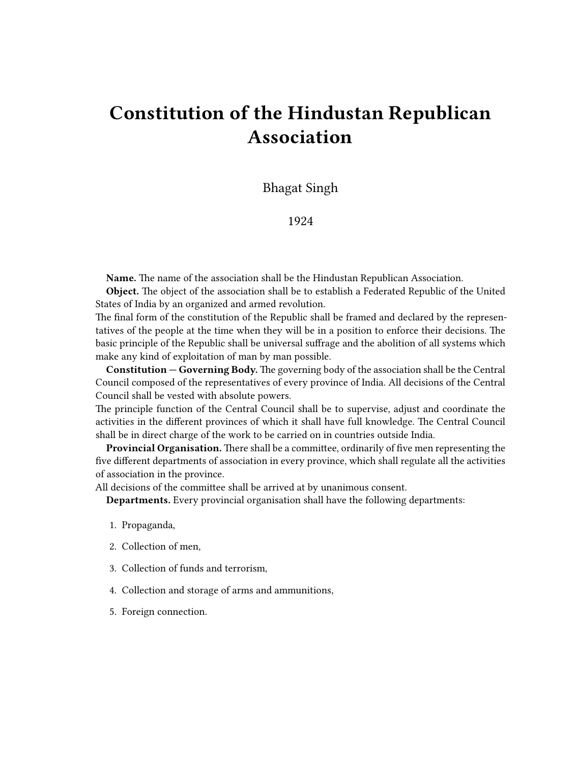# Constitution of the Hindustan Republican Association

Bhagat Singh

1924

**Name.** The name of the association shall be the Hindustan Republican Association.

**Object.** The object of the association shall be to establish a Federated Republic of the United States of India by an organized and armed revolution.

The final form of the constitution of the Republic shall be framed and declared by the representatives of the people at the time when they will be in a position to enforce their decisions. The basic principle of the Republic shall be universal suffrage and the abolition of all systems which make any kind of exploitation of man by man possible.

**Constitution — Governing Body.** The governing body of the association shall be the Central Council composed of the representatives of every province of India. All decisions of the Central Council shall be vested with absolute powers.

The principle function of the Central Council shall be to supervise, adjust and coordinate the activities in the different provinces of which it shall have full knowledge. The Central Council shall be in direct charge of the work to be carried on in countries outside India.

**Provincial Organisation.** There shall be a committee, ordinarily of five men representing the five different departments of association in every province, which shall regulate all the activities of association in the province.

All decisions of the committee shall be arrived at by unanimous consent.

**Departments.** Every provincial organisation shall have the following departments:

1. Propaganda,
2. Collection of men,
3. Collection of funds and terrorism,
4. Collection and storage of arms and ammunitions,
5. Foreign connection.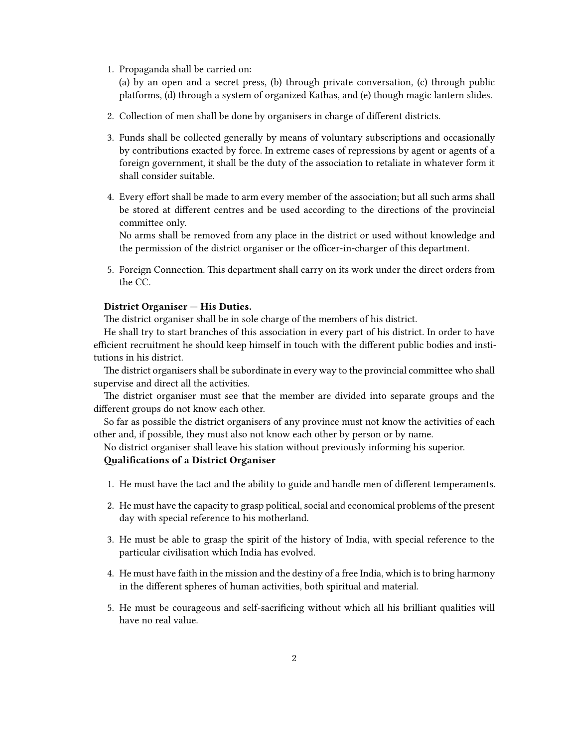1. Propaganda shall be carried on:
   (a) by an open and a secret press, (b) through private conversation, (c) through public platforms, (d) through a system of organized Kathas, and (e) though magic lantern slides.
2. Collection of men shall be done by organisers in charge of different districts.
3. Funds shall be collected generally by means of voluntary subscriptions and occasionally by contributions exacted by force. In extreme cases of repressions by agent or agents of a foreign government, it shall be the duty of the association to retaliate in whatever form it shall consider suitable.
4. Every effort shall be made to arm every member of the association; but all such arms shall be stored at different centres and be used according to the directions of the provincial committee only.
   No arms shall be removed from any place in the district or used without knowledge and the permission of the district organiser or the officer-in-charger of this department.
5. Foreign Connection. This department shall carry on its work under the direct orders from the CC.

**District Organiser — His Duties.**

The district organiser shall be in sole charge of the members of his district.

He shall try to start branches of this association in every part of his district. In order to have efficient recruitment he should keep himself in touch with the different public bodies and institutions in his district.

The district organisers shall be subordinate in every way to the provincial committee who shall supervise and direct all the activities.

The district organiser must see that the member are divided into separate groups and the different groups do not know each other.

So far as possible the district organisers of any province must not know the activities of each other and, if possible, they must also not know each other by person or by name.

No district organiser shall leave his station without previously informing his superior.

**Qualifications of a District Organiser**

1. He must have the tact and the ability to guide and handle men of different temperaments.
2. He must have the capacity to grasp political, social and economical problems of the present day with special reference to his motherland.
3. He must be able to grasp the spirit of the history of India, with special reference to the particular civilisation which India has evolved.
4. He must have faith in the mission and the destiny of a free India, which is to bring harmony in the different spheres of human activities, both spiritual and material.
5. He must be courageous and self-sacrificing without which all his brilliant qualities will have no real value.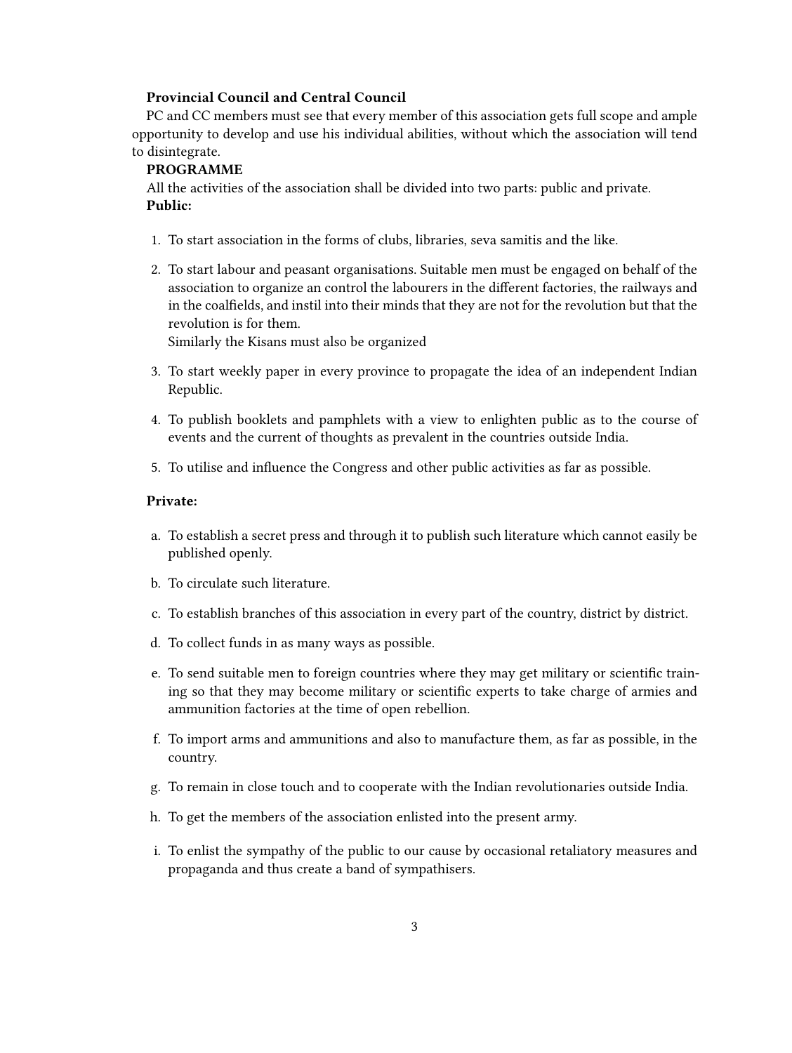**Provincial Council and Central Council**

PC and CC members must see that every member of this association gets full scope and ample opportunity to develop and use his individual abilities, without which the association will tend to disintegrate.

**PROGRAMME**

All the activities of the association shall be divided into two parts: public and private.

**Public:**

1. To start association in the forms of clubs, libraries, seva samitis and the like.
2. To start labour and peasant organisations. Suitable men must be engaged on behalf of the association to organize an control the labourers in the different factories, the railways and in the coalfields, and instil into their minds that they are not for the revolution but that the revolution is for them.
   Similarly the Kisans must also be organized
3. To start weekly paper in every province to propagate the idea of an independent Indian Republic.
4. To publish booklets and pamphlets with a view to enlighten public as to the course of events and the current of thoughts as prevalent in the countries outside India.
5. To utilise and influence the Congress and other public activities as far as possible.

**Private:**

a. To establish a secret press and through it to publish such literature which cannot easily be published openly.

b. To circulate such literature.

c. To establish branches of this association in every part of the country, district by district.

d. To collect funds in as many ways as possible.

e. To send suitable men to foreign countries where they may get military or scientific training so that they may become military or scientific experts to take charge of armies and ammunition factories at the time of open rebellion.

f. To import arms and ammunitions and also to manufacture them, as far as possible, in the country.

g. To remain in close touch and to cooperate with the Indian revolutionaries outside India.

h. To get the members of the association enlisted into the present army.

i. To enlist the sympathy of the public to our cause by occasional retaliatory measures and propaganda and thus create a band of sympathisers.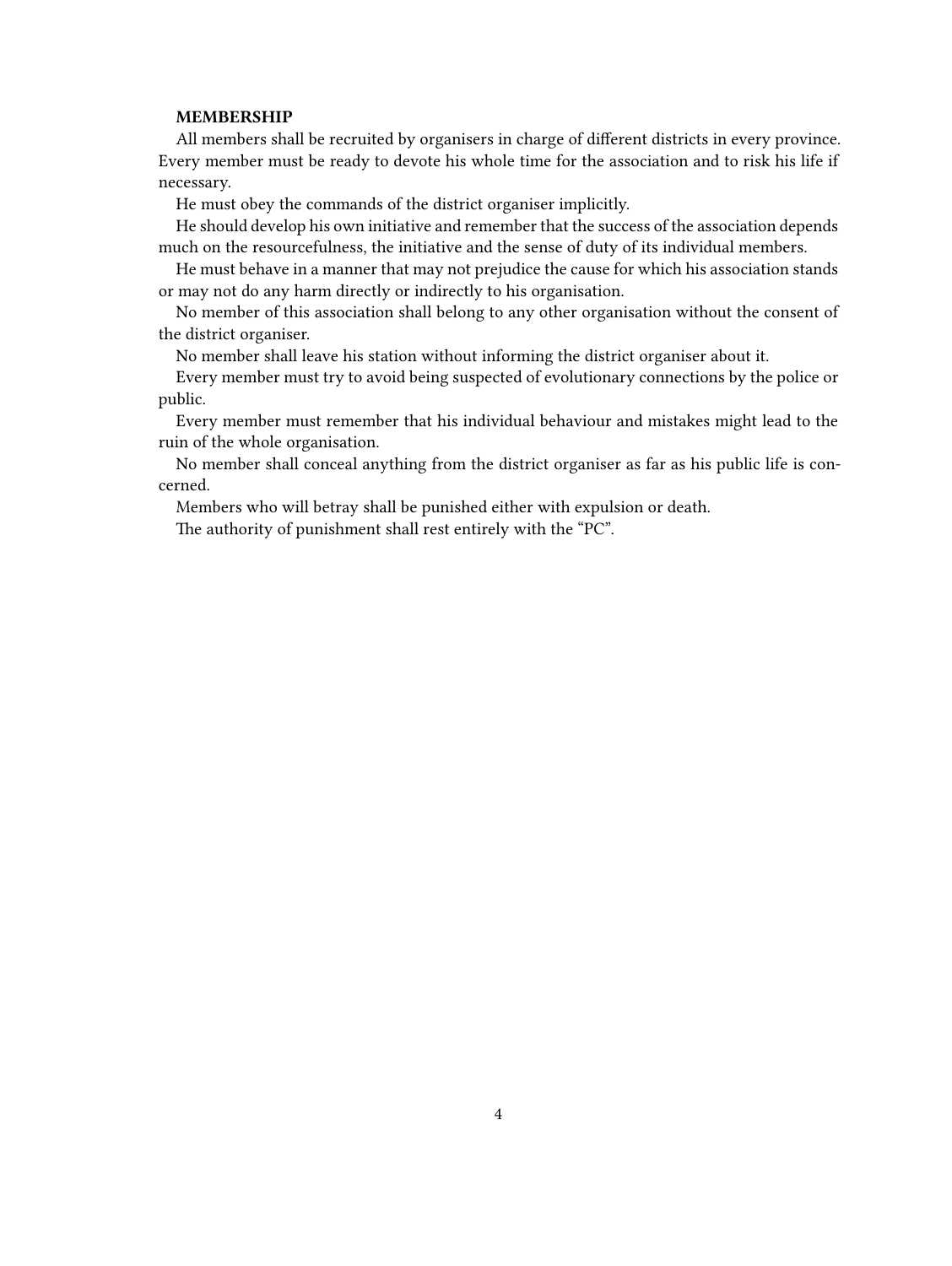**MEMBERSHIP**

All members shall be recruited by organisers in charge of different districts in every province. Every member must be ready to devote his whole time for the association and to risk his life if necessary.

He must obey the commands of the district organiser implicitly.

He should develop his own initiative and remember that the success of the association depends much on the resourcefulness, the initiative and the sense of duty of its individual members.

He must behave in a manner that may not prejudice the cause for which his association stands or may not do any harm directly or indirectly to his organisation.

No member of this association shall belong to any other organisation without the consent of the district organiser.

No member shall leave his station without informing the district organiser about it.

Every member must try to avoid being suspected of evolutionary connections by the police or public.

Every member must remember that his individual behaviour and mistakes might lead to the ruin of the whole organisation.

No member shall conceal anything from the district organiser as far as his public life is concerned.

Members who will betray shall be punished either with expulsion or death.

The authority of punishment shall rest entirely with the "PC".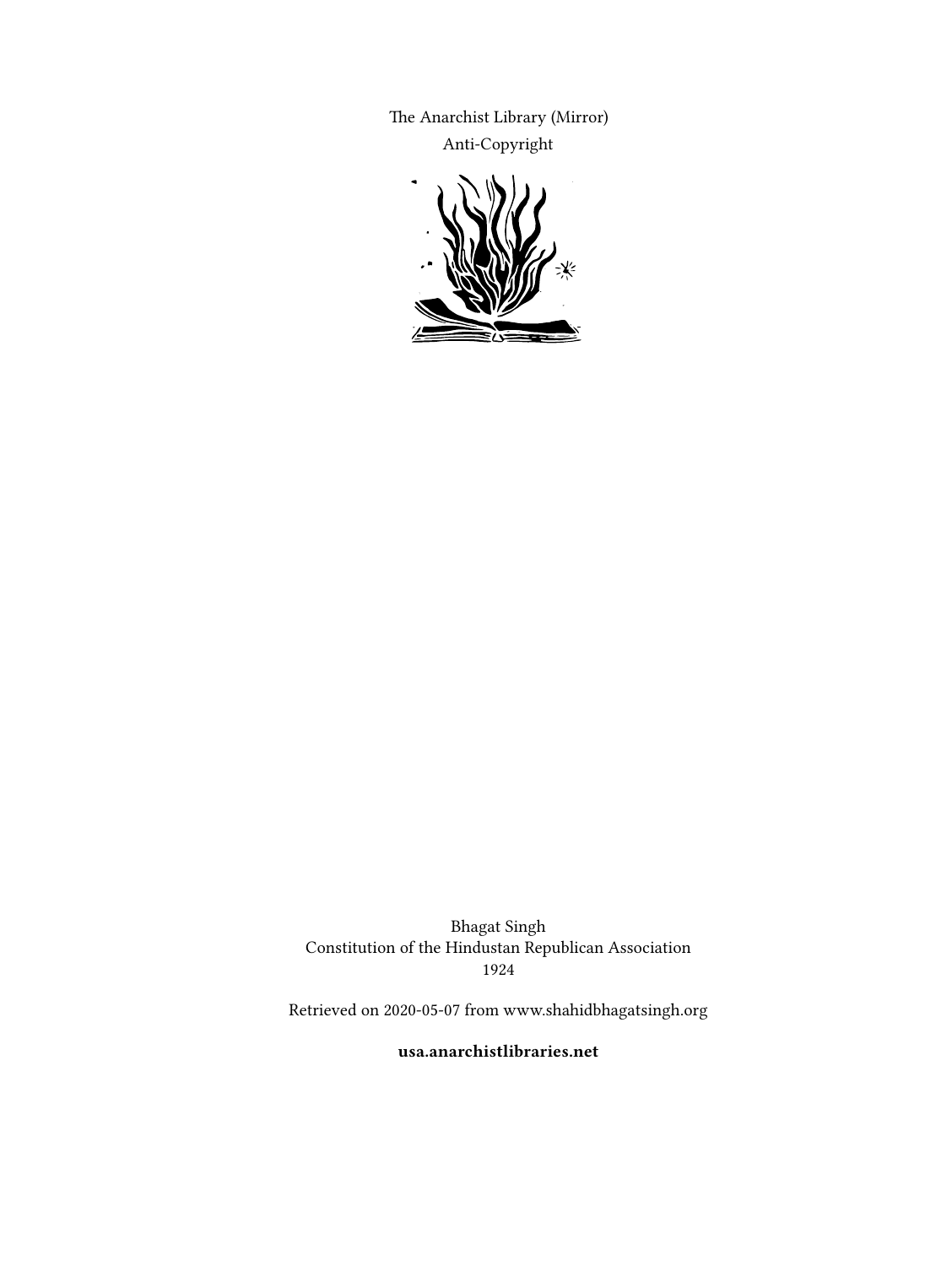The Anarchist Library (Mirror)
Anti-Copyright

Bhagat Singh
Constitution of the Hindustan Republican Association
1924

Retrieved on 2020-05-07 from www.shahidbhagatsingh.org

**usa.anarchistlibraries.net**